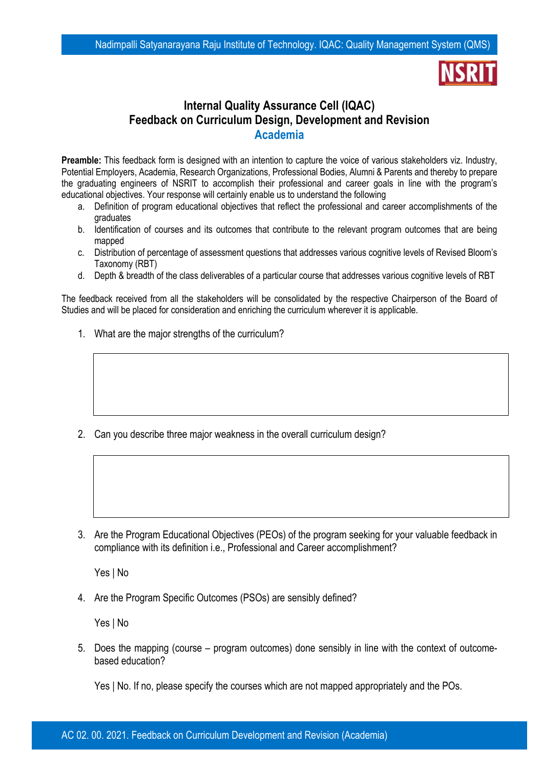# Internal Quality Assurance Cell (IQAC)
# Feedback on Curriculum Design, Development and Revision
## Academia

**Preamble:** This feedback form is designed with an intention to capture the voice of various stakeholders viz. Industry, Potential Employers, Academia, Research Organizations, Professional Bodies, Alumni & Parents and thereby to prepare the graduating engineers of NSRIT to accomplish their professional and career goals in line with the program's educational objectives. Your response will certainly enable us to understand the following

a. Definition of program educational objectives that reflect the professional and career accomplishments of the graduates
b. Identification of courses and its outcomes that contribute to the relevant program outcomes that are being mapped
c. Distribution of percentage of assessment questions that addresses various cognitive levels of Revised Bloom's Taxonomy (RBT)
d. Depth & breadth of the class deliverables of a particular course that addresses various cognitive levels of RBT

The feedback received from all the stakeholders will be consolidated by the respective Chairperson of the Board of Studies and will be placed for consideration and enriching the curriculum wherever it is applicable.

1. What are the major strengths of the curriculum?

2. Can you describe three major weakness in the overall curriculum design?

3. Are the Program Educational Objectives (PEOs) of the program seeking for your valuable feedback in compliance with its definition i.e., Professional and Career accomplishment?

   Yes | No

4. Are the Program Specific Outcomes (PSOs) are sensibly defined?

   Yes | No

5. Does the mapping (course – program outcomes) done sensibly in line with the context of outcome-based education?

   Yes | No. If no, please specify the courses which are not mapped appropriately and the POs.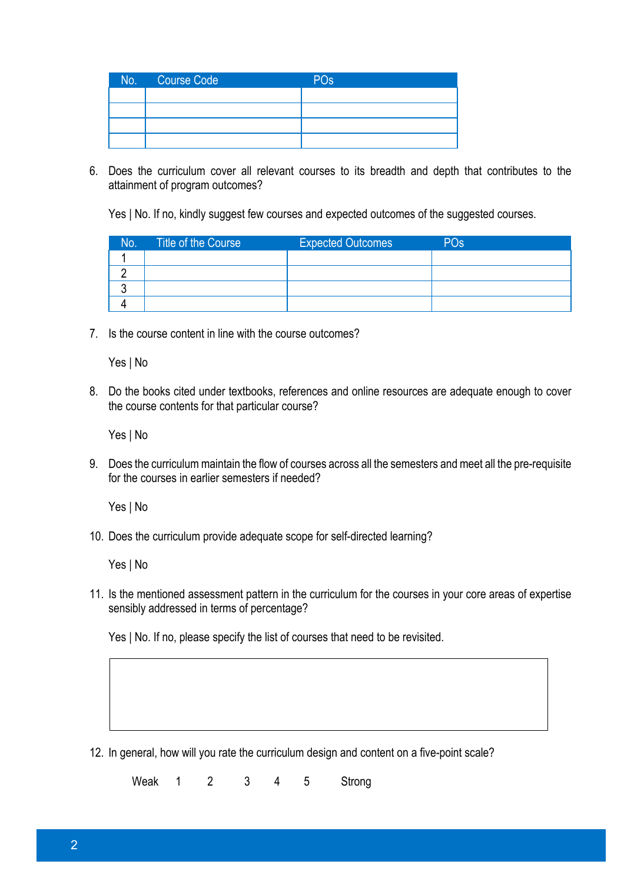| No. | Course Code | POs |
|---|---|---|
| | | |
| | | |
| | | |
| | | |

6. Does the curriculum cover all relevant courses to its breadth and depth that contributes to the attainment of program outcomes?

   Yes | No. If no, kindly suggest few courses and expected outcomes of the suggested courses.

| No. | Title of the Course | Expected Outcomes | POs |
|---|---|---|---|
| 1 | | | |
| 2 | | | |
| 3 | | | |
| 4 | | | |

7. Is the course content in line with the course outcomes?

   Yes | No

8. Do the books cited under textbooks, references and online resources are adequate enough to cover the course contents for that particular course?

   Yes | No

9. Does the curriculum maintain the flow of courses across all the semesters and meet all the pre-requisite for the courses in earlier semesters if needed?

   Yes | No

10. Does the curriculum provide adequate scope for self-directed learning?

    Yes | No

11. Is the mentioned assessment pattern in the curriculum for the courses in your core areas of expertise sensibly addressed in terms of percentage?

    Yes | No. If no, please specify the list of courses that need to be revisited.

    | |
    |---|
    | |

12. In general, how will you rate the curriculum design and content on a five-point scale?

    Weak 1 2 3 4 5 Strong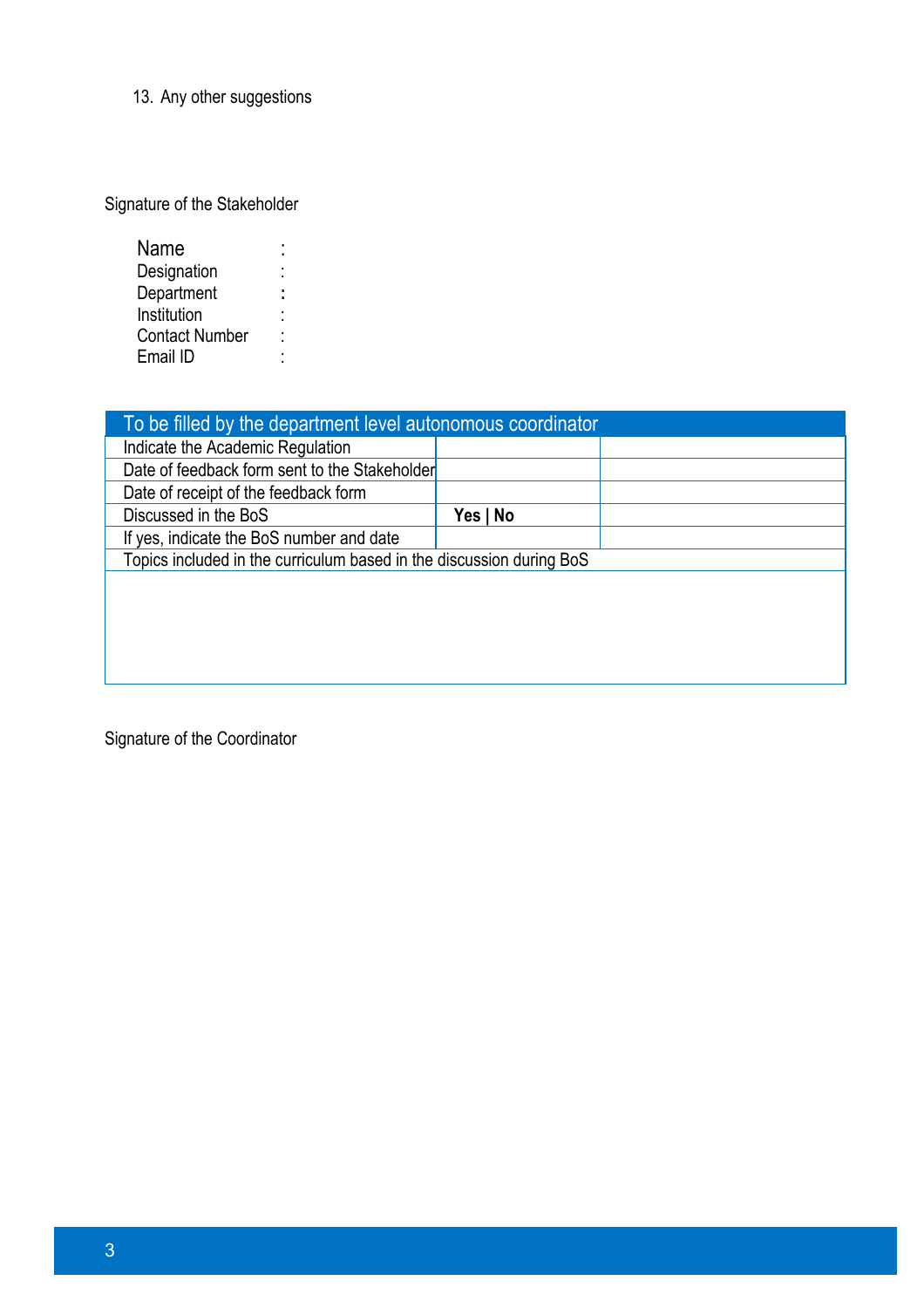13. Any other suggestions

Signature of the Stakeholder

Name :
Designation :
Department :
Institution :
Contact Number :
Email ID :

| To be filled by the department level autonomous coordinator | | |
|---|---|---|
| Indicate the Academic Regulation | | |
| Date of feedback form sent to the Stakeholder | | |
| Date of receipt of the feedback form | | |
| Discussed in the BoS | **Yes \| No** | |
| If yes, indicate the BoS number and date | | |
| Topics included in the curriculum based in the discussion during BoS | | |
| | | |

Signature of the Coordinator